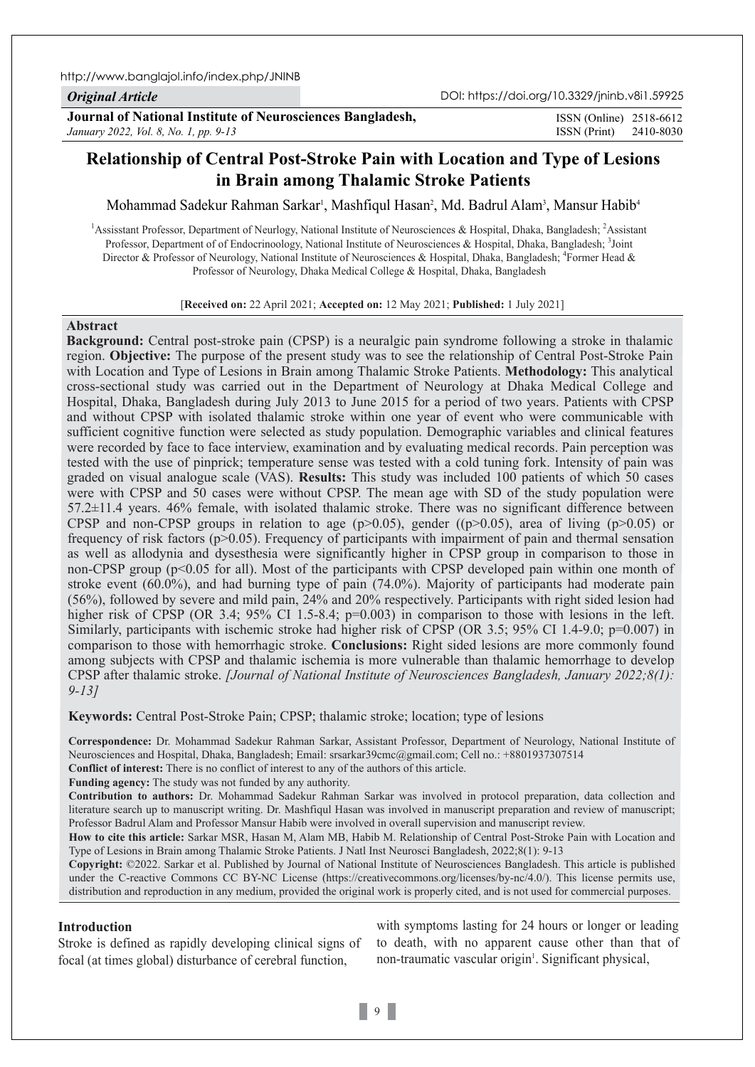http://www.banglajol.info/index.php/JNINB

*Original Article*

DOI: https://doi.org/10.3329/jninb.v8i1.59925

**Journal of National Institute of Neurosciences Bangladesh,**
*January 2022, Vol. 8, No. 1, pp. 9-13*

ISSN (Online) 2518-6612
ISSN (Print) 2410-8030

# Relationship of Central Post-Stroke Pain with Location and Type of Lesions in Brain among Thalamic Stroke Patients

Mohammad Sadekur Rahman Sarkar[1], Mashfiqul Hasan[2], Md. Badrul Alam[3], Mansur Habib[4]

[1]Assisstant Professor, Department of Neurlogy, National Institute of Neurosciences & Hospital, Dhaka, Bangladesh; [2]Assistant Professor, Department of of Endocrinoology, National Institute of Neurosciences & Hospital, Dhaka, Bangladesh; [3]Joint Director & Professor of Neurology, National Institute of Neurosciences & Hospital, Dhaka, Bangladesh; [4]Former Head & Professor of Neurology, Dhaka Medical College & Hospital, Dhaka, Bangladesh

[**Received on:** 22 April 2021; **Accepted on:** 12 May 2021; **Published:** 1 July 2021]

## Abstract

**Background:** Central post-stroke pain (CPSP) is a neuralgic pain syndrome following a stroke in thalamic region. **Objective:** The purpose of the present study was to see the relationship of Central Post-Stroke Pain with Location and Type of Lesions in Brain among Thalamic Stroke Patients. **Methodology:** This analytical cross-sectional study was carried out in the Department of Neurology at Dhaka Medical College and Hospital, Dhaka, Bangladesh during July 2013 to June 2015 for a period of two years. Patients with CPSP and without CPSP with isolated thalamic stroke within one year of event who were communicable with sufficient cognitive function were selected as study population. Demographic variables and clinical features were recorded by face to face interview, examination and by evaluating medical records. Pain perception was tested with the use of pinprick; temperature sense was tested with a cold tuning fork. Intensity of pain was graded on visual analogue scale (VAS). **Results:** This study was included 100 patients of which 50 cases were with CPSP and 50 cases were without CPSP. The mean age with SD of the study population were 57.2±11.4 years. 46% female, with isolated thalamic stroke. There was no significant difference between CPSP and non-CPSP groups in relation to age ($p>0.05$), gender (($p>0.05$), area of living ($p>0.05$) or frequency of risk factors ($p>0.05$). Frequency of participants with impairment of pain and thermal sensation as well as allodynia and dysesthesia were significantly higher in CPSP group in comparison to those in non-CPSP group ($p<0.05$ for all). Most of the participants with CPSP developed pain within one month of stroke event (60.0%), and had burning type of pain (74.0%). Majority of participants had moderate pain (56%), followed by severe and mild pain, 24% and 20% respectively. Participants with right sided lesion had higher risk of CPSP (OR 3.4; 95% CI 1.5-8.4; $p=0.003$) in comparison to those with lesions in the left. Similarly, participants with ischemic stroke had higher risk of CPSP (OR 3.5; 95% CI 1.4-9.0; $p=0.007$) in comparison to those with hemorrhagic stroke. **Conclusions:** Right sided lesions are more commonly found among subjects with CPSP and thalamic ischemia is more vulnerable than thalamic hemorrhage to develop CPSP after thalamic stroke. *[Journal of National Institute of Neurosciences Bangladesh, January 2022;8(1): 9-13]*

**Keywords:** Central Post-Stroke Pain; CPSP; thalamic stroke; location; type of lesions

**Correspondence:** Dr. Mohammad Sadekur Rahman Sarkar, Assistant Professor, Department of Neurology, National Institute of Neurosciences and Hospital, Dhaka, Bangladesh; Email: srsarkar39cmc@gmail.com; Cell no.: +8801937307514

**Conflict of interest:** There is no conflict of interest to any of the authors of this article.

**Funding agency:** The study was not funded by any authority.

**Contribution to authors:** Dr. Mohammad Sadekur Rahman Sarkar was involved in protocol preparation, data collection and literature search up to manuscript writing. Dr. Mashfiqul Hasan was involved in manuscript preparation and review of manuscript; Professor Badrul Alam and Professor Mansur Habib were involved in overall supervision and manuscript review.

**How to cite this article:** Sarkar MSR, Hasan M, Alam MB, Habib M. Relationship of Central Post-Stroke Pain with Location and Type of Lesions in Brain among Thalamic Stroke Patients. J Natl Inst Neurosci Bangladesh, 2022;8(1): 9-13

**Copyright:** ©2022. Sarkar et al. Published by Journal of National Institute of Neurosciences Bangladesh. This article is published under the C-reactive Commons CC BY-NC License (https://creativecommons.org/licenses/by-nc/4.0/). This license permits use, distribution and reproduction in any medium, provided the original work is properly cited, and is not used for commercial purposes.

## Introduction

Stroke is defined as rapidly developing clinical signs of focal (at times global) disturbance of cerebral function, with symptoms lasting for 24 hours or longer or leading to death, with no apparent cause other than that of non-traumatic vascular origin[1]. Significant physical,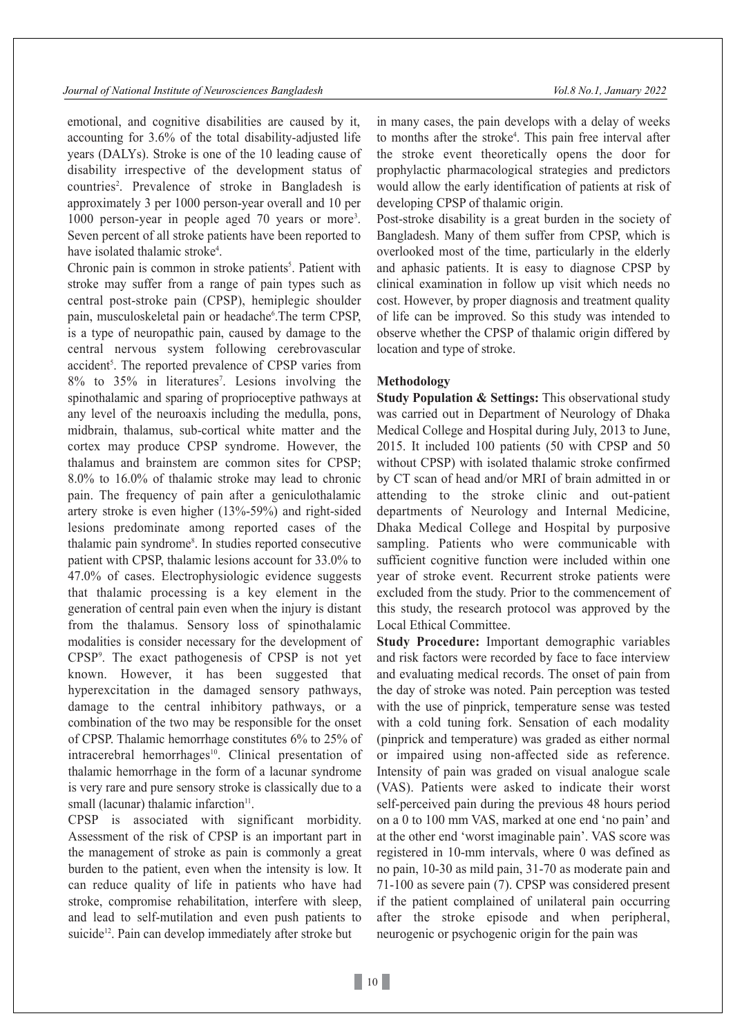emotional, and cognitive disabilities are caused by it, accounting for 3.6% of the total disability-adjusted life years (DALYs). Stroke is one of the 10 leading cause of disability irrespective of the development status of countries[2]. Prevalence of stroke in Bangladesh is approximately 3 per 1000 person-year overall and 10 per 1000 person-year in people aged 70 years or more[3]. Seven percent of all stroke patients have been reported to have isolated thalamic stroke[4].

Chronic pain is common in stroke patients[5]. Patient with stroke may suffer from a range of pain types such as central post-stroke pain (CPSP), hemiplegic shoulder pain, musculoskeletal pain or headache[6].The term CPSP, is a type of neuropathic pain, caused by damage to the central nervous system following cerebrovascular accident[5]. The reported prevalence of CPSP varies from 8% to 35% in literatures[7]. Lesions involving the spinothalamic and sparing of proprioceptive pathways at any level of the neuroaxis including the medulla, pons, midbrain, thalamus, sub-cortical white matter and the cortex may produce CPSP syndrome. However, the thalamus and brainstem are common sites for CPSP; 8.0% to 16.0% of thalamic stroke may lead to chronic pain. The frequency of pain after a geniculothalamic artery stroke is even higher (13%-59%) and right-sided lesions predominate among reported cases of the thalamic pain syndrome[8]. In studies reported consecutive patient with CPSP, thalamic lesions account for 33.0% to 47.0% of cases. Electrophysiologic evidence suggests that thalamic processing is a key element in the generation of central pain even when the injury is distant from the thalamus. Sensory loss of spinothalamic modalities is consider necessary for the development of CPSP[9]. The exact pathogenesis of CPSP is not yet known. However, it has been suggested that hyperexcitation in the damaged sensory pathways, damage to the central inhibitory pathways, or a combination of the two may be responsible for the onset of CPSP. Thalamic hemorrhage constitutes 6% to 25% of intracerebral hemorrhages[10]. Clinical presentation of thalamic hemorrhage in the form of a lacunar syndrome is very rare and pure sensory stroke is classically due to a small (lacunar) thalamic infarction[11].

CPSP is associated with significant morbidity. Assessment of the risk of CPSP is an important part in the management of stroke as pain is commonly a great burden to the patient, even when the intensity is low. It can reduce quality of life in patients who have had stroke, compromise rehabilitation, interfere with sleep, and lead to self-mutilation and even push patients to suicide[12]. Pain can develop immediately after stroke but in many cases, the pain develops with a delay of weeks to months after the stroke[4]. This pain free interval after the stroke event theoretically opens the door for prophylactic pharmacological strategies and predictors would allow the early identification of patients at risk of developing CPSP of thalamic origin.

Post-stroke disability is a great burden in the society of Bangladesh. Many of them suffer from CPSP, which is overlooked most of the time, particularly in the elderly and aphasic patients. It is easy to diagnose CPSP by clinical examination in follow up visit which needs no cost. However, by proper diagnosis and treatment quality of life can be improved. So this study was intended to observe whether the CPSP of thalamic origin differed by location and type of stroke.

## Methodology

**Study Population & Settings:** This observational study was carried out in Department of Neurology of Dhaka Medical College and Hospital during July, 2013 to June, 2015. It included 100 patients (50 with CPSP and 50 without CPSP) with isolated thalamic stroke confirmed by CT scan of head and/or MRI of brain admitted in or attending to the stroke clinic and out-patient departments of Neurology and Internal Medicine, Dhaka Medical College and Hospital by purposive sampling. Patients who were communicable with sufficient cognitive function were included within one year of stroke event. Recurrent stroke patients were excluded from the study. Prior to the commencement of this study, the research protocol was approved by the Local Ethical Committee.

**Study Procedure:** Important demographic variables and risk factors were recorded by face to face interview and evaluating medical records. The onset of pain from the day of stroke was noted. Pain perception was tested with the use of pinprick, temperature sense was tested with a cold tuning fork. Sensation of each modality (pinprick and temperature) was graded as either normal or impaired using non-affected side as reference. Intensity of pain was graded on visual analogue scale (VAS). Patients were asked to indicate their worst self-perceived pain during the previous 48 hours period on a 0 to 100 mm VAS, marked at one end 'no pain' and at the other end 'worst imaginable pain'. VAS score was registered in 10-mm intervals, where 0 was defined as no pain, 10-30 as mild pain, 31-70 as moderate pain and 71-100 as severe pain (7). CPSP was considered present if the patient complained of unilateral pain occurring after the stroke episode and when peripheral, neurogenic or psychogenic origin for the pain was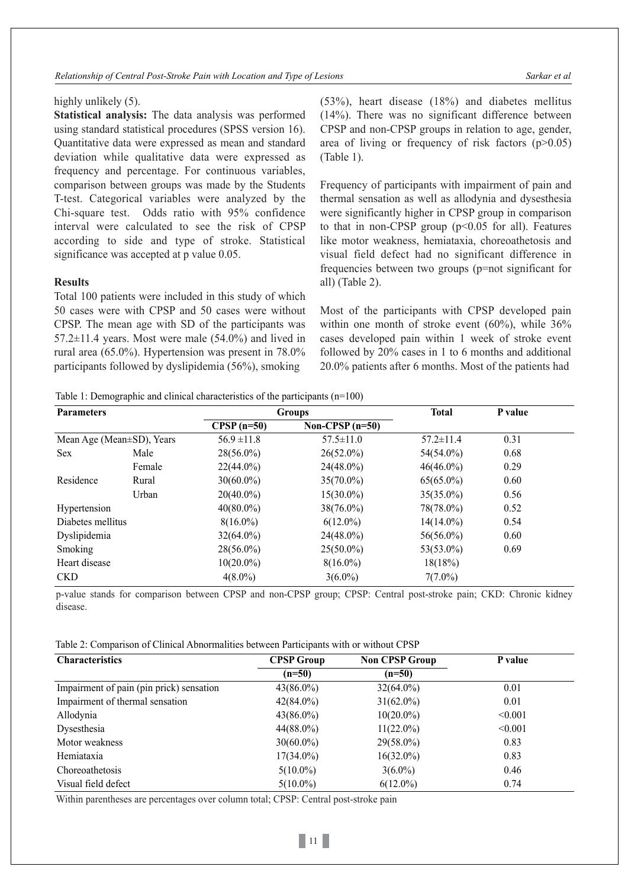highly unlikely (5).

**Statistical analysis:** The data analysis was performed using standard statistical procedures (SPSS version 16). Quantitative data were expressed as mean and standard deviation while qualitative data were expressed as frequency and percentage. For continuous variables, comparison between groups was made by the Students T-test. Categorical variables were analyzed by the Chi-square test. Odds ratio with 95% confidence interval were calculated to see the risk of CPSP according to side and type of stroke. Statistical significance was accepted at p value 0.05.

## Results

Total 100 patients were included in this study of which 50 cases were with CPSP and 50 cases were without CPSP. The mean age with SD of the participants was 57.2±11.4 years. Most were male (54.0%) and lived in rural area (65.0%). Hypertension was present in 78.0% participants followed by dyslipidemia (56%), smoking (53%), heart disease (18%) and diabetes mellitus (14%). There was no significant difference between CPSP and non-CPSP groups in relation to age, gender, area of living or frequency of risk factors ($p>0.05$) (Table 1).

Frequency of participants with impairment of pain and thermal sensation as well as allodynia and dysesthesia were significantly higher in CPSP group in comparison to that in non-CPSP group ($p<0.05$ for all). Features like motor weakness, hemiataxia, choreoathetosis and visual field defect had no significant difference in frequencies between two groups (p=not significant for all) (Table 2).

Most of the participants with CPSP developed pain within one month of stroke event (60%), while 36% cases developed pain within 1 week of stroke event followed by 20% cases in 1 to 6 months and additional 20.0% patients after 6 months. Most of the patients had

Table 1: Demographic and clinical characteristics of the participants (n=100)

| Parameters | | Groups | | Total | P value |
|---|---|---|---|---|---|
| | | CPSP (n=50) | Non-CPSP (n=50) | | |
| Mean Age (Mean±SD), Years | | 56.9 ±11.8 | 57.5±11.0 | 57.2±11.4 | 0.31 |
| Sex | Male | 28(56.0%) | 26(52.0%) | 54(54.0%) | 0.68 |
| | Female | 22(44.0%) | 24(48.0%) | 46(46.0%) | 0.29 |
| Residence | Rural | 30(60.0%) | 35(70.0%) | 65(65.0%) | 0.60 |
| | Urban | 20(40.0%) | 15(30.0%) | 35(35.0%) | 0.56 |
| Hypertension | | 40(80.0%) | 38(76.0%) | 78(78.0%) | 0.52 |
| Diabetes mellitus | | 8(16.0%) | 6(12.0%) | 14(14.0%) | 0.54 |
| Dyslipidemia | | 32(64.0%) | 24(48.0%) | 56(56.0%) | 0.60 |
| Smoking | | 28(56.0%) | 25(50.0%) | 53(53.0%) | 0.69 |
| Heart disease | | 10(20.0%) | 8(16.0%) | 18(18%) | |
| CKD | | 4(8.0%) | 3(6.0%) | 7(7.0%) | |

p-value stands for comparison between CPSP and non-CPSP group; CPSP: Central post-stroke pain; CKD: Chronic kidney disease.

Table 2: Comparison of Clinical Abnormalities between Participants with or without CPSP

| Characteristics | CPSP Group | Non CPSP Group | P value |
|---|---|---|---|
| | (n=50) | (n=50) | |
| Impairment of pain (pin prick) sensation | 43(86.0%) | 32(64.0%) | 0.01 |
| Impairment of thermal sensation | 42(84.0%) | 31(62.0%) | 0.01 |
| Allodynia | 43(86.0%) | 10(20.0%) | <0.001 |
| Dysesthesia | 44(88.0%) | 11(22.0%) | <0.001 |
| Motor weakness | 30(60.0%) | 29(58.0%) | 0.83 |
| Hemiataxia | 17(34.0%) | 16(32.0%) | 0.83 |
| Choreoathetosis | 5(10.0%) | 3(6.0%) | 0.46 |
| Visual field defect | 5(10.0%) | 6(12.0%) | 0.74 |

Within parentheses are percentages over column total; CPSP: Central post-stroke pain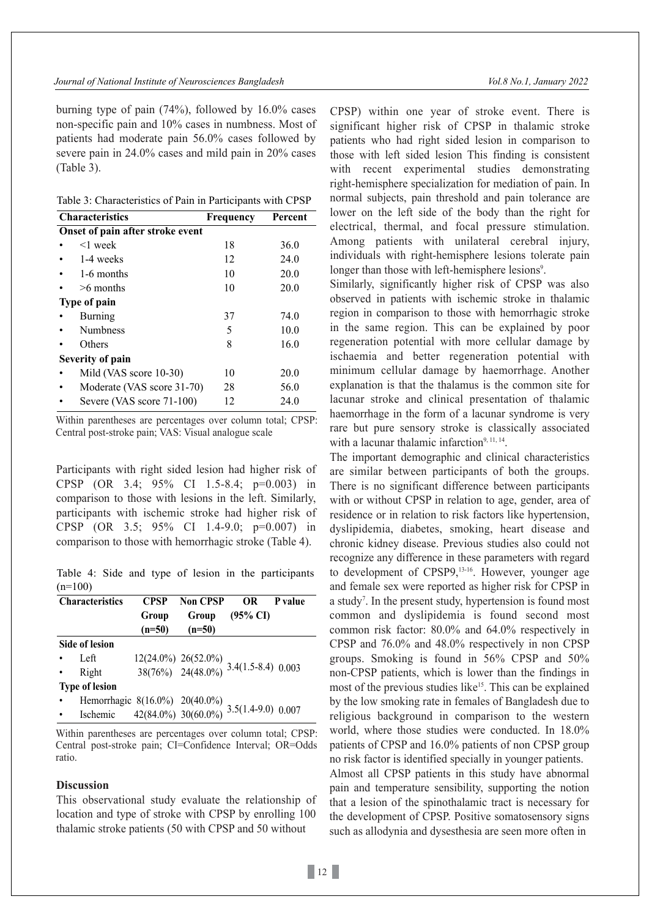burning type of pain (74%), followed by 16.0% cases non-specific pain and 10% cases in numbness. Most of patients had moderate pain 56.0% cases followed by severe pain in 24.0% cases and mild pain in 20% cases (Table 3).

Table 3: Characteristics of Pain in Participants with CPSP

| Characteristics | Frequency | Percent |
|---|---|---|
| **Onset of pain after stroke event** | | |
| • <1 week | 18 | 36.0 |
| • 1-4 weeks | 12 | 24.0 |
| • 1-6 months | 10 | 20.0 |
| • >6 months | 10 | 20.0 |
| **Type of pain** | | |
| • Burning | 37 | 74.0 |
| • Numbness | 5 | 10.0 |
| • Others | 8 | 16.0 |
| **Severity of pain** | | |
| • Mild (VAS score 10-30) | 10 | 20.0 |
| • Moderate (VAS score 31-70) | 28 | 56.0 |
| • Severe (VAS score 71-100) | 12 | 24.0 |

Within parentheses are percentages over column total; CPSP: Central post-stroke pain; VAS: Visual analogue scale

Participants with right sided lesion had higher risk of CPSP (OR 3.4; 95% CI 1.5-8.4; p=0.003) in comparison to those with lesions in the left. Similarly, participants with ischemic stroke had higher risk of CPSP (OR 3.5; 95% CI 1.4-9.0; p=0.007) in comparison to those with hemorrhagic stroke (Table 4).

Table 4: Side and type of lesion in the participants (n=100)

| Characteristics | CPSP Group (n=50) | Non CPSP Group (n=50) | OR (95% CI) | P value |
|---|---|---|---|---|
| **Side of lesion** | | | | |
| • Left | 12(24.0%) | 26(52.0%) | 3.4(1.5-8.4) | 0.003 |
| • Right | 38(76%) | 24(48.0%) | | |
| **Type of lesion** | | | | |
| • Hemorrhagic | 8(16.0%) | 20(40.0%) | 3.5(1.4-9.0) | 0.007 |
| • Ischemic | 42(84.0%) | 30(60.0%) | | |

Within parentheses are percentages over column total; CPSP: Central post-stroke pain; CI=Confidence Interval; OR=Odds ratio.

## Discussion

This observational study evaluate the relationship of location and type of stroke with CPSP by enrolling 100 thalamic stroke patients (50 with CPSP and 50 without CPSP) within one year of stroke event. There is significant higher risk of CPSP in thalamic stroke patients who had right sided lesion in comparison to those with left sided lesion This finding is consistent with recent experimental studies demonstrating right-hemisphere specialization for mediation of pain. In normal subjects, pain threshold and pain tolerance are lower on the left side of the body than the right for electrical, thermal, and focal pressure stimulation. Among patients with unilateral cerebral injury, individuals with right-hemisphere lesions tolerate pain longer than those with left-hemisphere lesions[9].

Similarly, significantly higher risk of CPSP was also observed in patients with ischemic stroke in thalamic region in comparison to those with hemorrhagic stroke in the same region. This can be explained by poor regeneration potential with more cellular damage by ischaemia and better regeneration potential with minimum cellular damage by haemorrhage. Another explanation is that the thalamus is the common site for lacunar stroke and clinical presentation of thalamic haemorrhage in the form of a lacunar syndrome is very rare but pure sensory stroke is classically associated with a lacunar thalamic infarction[9, 11, 14].

The important demographic and clinical characteristics are similar between participants of both the groups. There is no significant difference between participants with or without CPSP in relation to age, gender, area of residence or in relation to risk factors like hypertension, dyslipidemia, diabetes, smoking, heart disease and chronic kidney disease. Previous studies also could not recognize any difference in these parameters with regard to development of CPSP9,[13-16]. However, younger age and female sex were reported as higher risk for CPSP in a study[7]. In the present study, hypertension is found most common and dyslipidemia is found second most common risk factor: 80.0% and 64.0% respectively in CPSP and 76.0% and 48.0% respectively in non CPSP groups. Smoking is found in 56% CPSP and 50% non-CPSP patients, which is lower than the findings in most of the previous studies like[15]. This can be explained by the low smoking rate in females of Bangladesh due to religious background in comparison to the western world, where those studies were conducted. In 18.0% patients of CPSP and 16.0% patients of non CPSP group no risk factor is identified specially in younger patients.

Almost all CPSP patients in this study have abnormal pain and temperature sensibility, supporting the notion that a lesion of the spinothalamic tract is necessary for the development of CPSP. Positive somatosensory signs such as allodynia and dysesthesia are seen more often in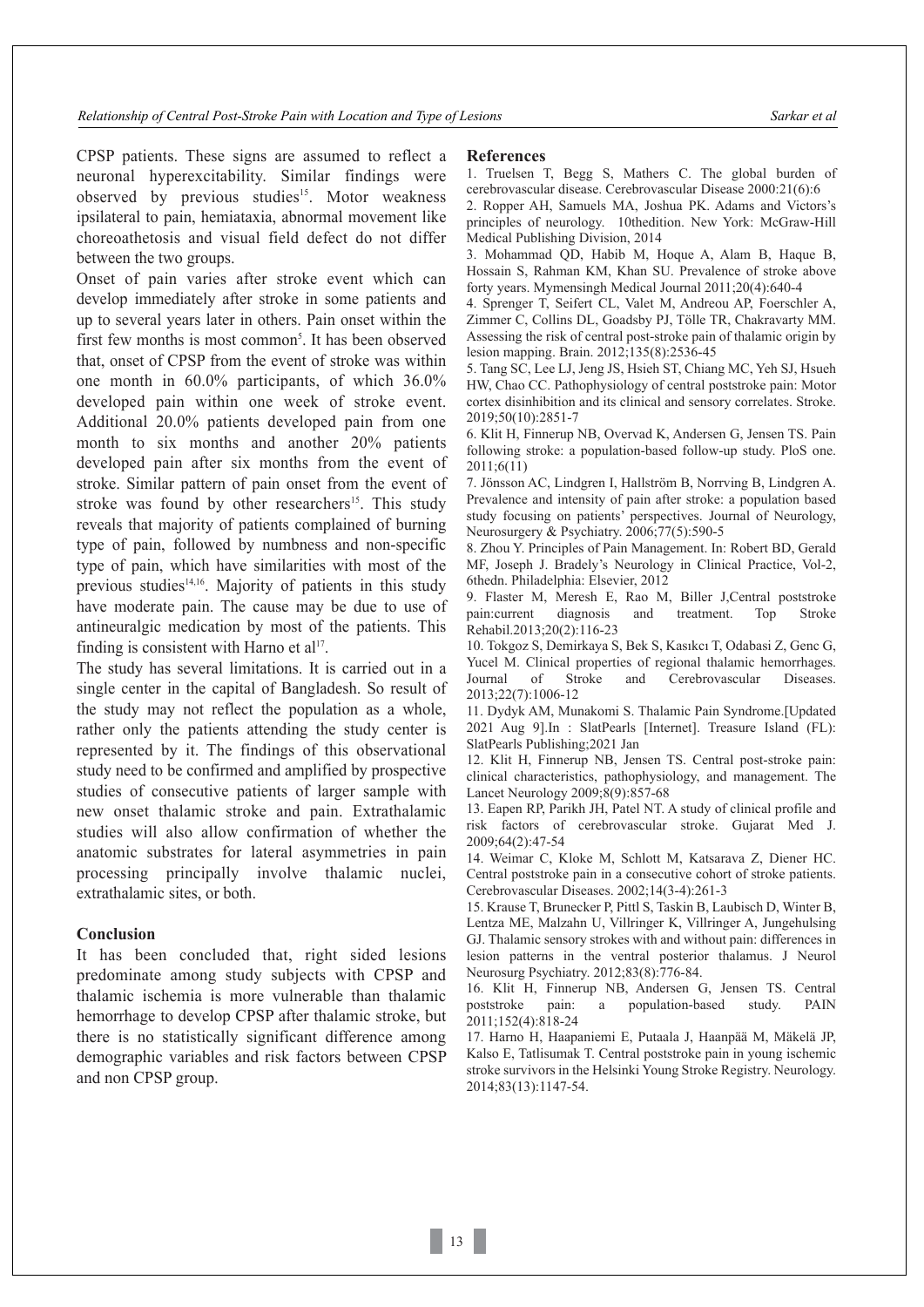CPSP patients. These signs are assumed to reflect a neuronal hyperexcitability. Similar findings were observed by previous studies[15]. Motor weakness ipsilateral to pain, hemiataxia, abnormal movement like choreoathetosis and visual field defect do not differ between the two groups.

Onset of pain varies after stroke event which can develop immediately after stroke in some patients and up to several years later in others. Pain onset within the first few months is most common[5]. It has been observed that, onset of CPSP from the event of stroke was within one month in 60.0% participants, of which 36.0% developed pain within one week of stroke event. Additional 20.0% patients developed pain from one month to six months and another 20% patients developed pain after six months from the event of stroke. Similar pattern of pain onset from the event of stroke was found by other researchers[15]. This study reveals that majority of patients complained of burning type of pain, followed by numbness and non-specific type of pain, which have similarities with most of the previous studies[14,16]. Majority of patients in this study have moderate pain. The cause may be due to use of antineuralgic medication by most of the patients. This finding is consistent with Harno et al[17].

The study has several limitations. It is carried out in a single center in the capital of Bangladesh. So result of the study may not reflect the population as a whole, rather only the patients attending the study center is represented by it. The findings of this observational study need to be confirmed and amplified by prospective studies of consecutive patients of larger sample with new onset thalamic stroke and pain. Extrathalamic studies will also allow confirmation of whether the anatomic substrates for lateral asymmetries in pain processing principally involve thalamic nuclei, extrathalamic sites, or both.

## Conclusion

It has been concluded that, right sided lesions predominate among study subjects with CPSP and thalamic ischemia is more vulnerable than thalamic hemorrhage to develop CPSP after thalamic stroke, but there is no statistically significant difference among demographic variables and risk factors between CPSP and non CPSP group.

## References

1. Truelsen T, Begg S, Mathers C. The global burden of cerebrovascular disease. Cerebrovascular Disease 2000:21(6):6
2. Ropper AH, Samuels MA, Joshua PK. Adams and Victors's principles of neurology. 10thedition. New York: McGraw-Hill Medical Publishing Division, 2014
3. Mohammad QD, Habib M, Hoque A, Alam B, Haque B, Hossain S, Rahman KM, Khan SU. Prevalence of stroke above forty years. Mymensingh Medical Journal 2011;20(4):640-4
4. Sprenger T, Seifert CL, Valet M, Andreou AP, Foerschler A, Zimmer C, Collins DL, Goadsby PJ, Tölle TR, Chakravarty MM. Assessing the risk of central post-stroke pain of thalamic origin by lesion mapping. Brain. 2012;135(8):2536-45
5. Tang SC, Lee LJ, Jeng JS, Hsieh ST, Chiang MC, Yeh SJ, Hsueh HW, Chao CC. Pathophysiology of central poststroke pain: Motor cortex disinhibition and its clinical and sensory correlates. Stroke. 2019;50(10):2851-7
6. Klit H, Finnerup NB, Overvad K, Andersen G, Jensen TS. Pain following stroke: a population-based follow-up study. PloS one. 2011;6(11)
7. Jönsson AC, Lindgren I, Hallström B, Norrving B, Lindgren A. Prevalence and intensity of pain after stroke: a population based study focusing on patients' perspectives. Journal of Neurology, Neurosurgery & Psychiatry. 2006;77(5):590-5
8. Zhou Y. Principles of Pain Management. In: Robert BD, Gerald MF, Joseph J. Bradely's Neurology in Clinical Practice, Vol-2, 6thedn. Philadelphia: Elsevier, 2012
9. Flaster M, Meresh E, Rao M, Biller J,Central poststroke pain:current diagnosis and treatment. Top Stroke Rehabil.2013;20(2):116-23
10. Tokgoz S, Demirkaya S, Bek S, Kasıkcı T, Odabasi Z, Genc G, Yucel M. Clinical properties of regional thalamic hemorrhages. Journal of Stroke and Cerebrovascular Diseases. 2013;22(7):1006-12
11. Dydyk AM, Munakomi S. Thalamic Pain Syndrome.[Updated 2021 Aug 9].In : SlatPearls [Internet]. Treasure Island (FL): SlatPearls Publishing;2021 Jan
12. Klit H, Finnerup NB, Jensen TS. Central post-stroke pain: clinical characteristics, pathophysiology, and management. The Lancet Neurology 2009;8(9):857-68
13. Eapen RP, Parikh JH, Patel NT. A study of clinical profile and risk factors of cerebrovascular stroke. Gujarat Med J. 2009;64(2):47-54
14. Weimar C, Kloke M, Schlott M, Katsarava Z, Diener HC. Central poststroke pain in a consecutive cohort of stroke patients. Cerebrovascular Diseases. 2002;14(3-4):261-3
15. Krause T, Brunecker P, Pittl S, Taskin B, Laubisch D, Winter B, Lentza ME, Malzahn U, Villringer K, Villringer A, Jungehulsing GJ. Thalamic sensory strokes with and without pain: differences in lesion patterns in the ventral posterior thalamus. J Neurol Neurosurg Psychiatry. 2012;83(8):776-84.
16. Klit H, Finnerup NB, Andersen G, Jensen TS. Central poststroke pain: a population-based study. PAIN 2011;152(4):818-24
17. Harno H, Haapaniemi E, Putaala J, Haanpää M, Mäkelä JP, Kalso E, Tatlisumak T. Central poststroke pain in young ischemic stroke survivors in the Helsinki Young Stroke Registry. Neurology. 2014;83(13):1147-54.